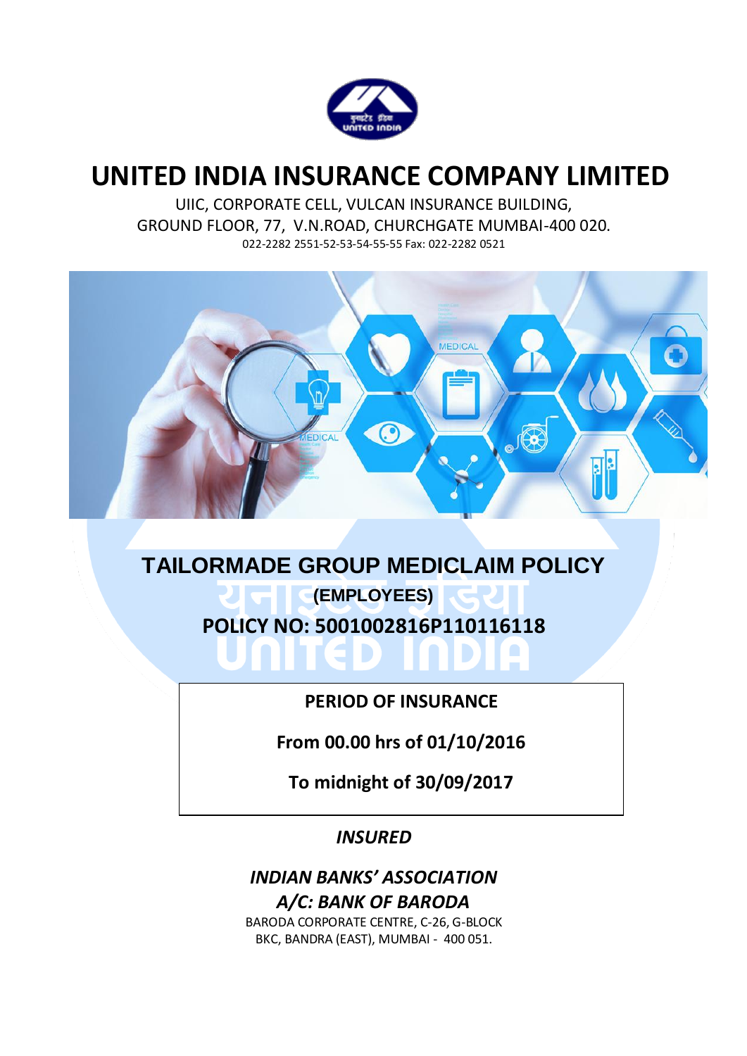# UNITED INDIA INSURANCE COMPANY LIMITED

UIIC, CORPORATE CELL, VULCAN INSURANCE BUILDING,
GROUND FLOOR, 77, V.N.ROAD, CHURCHGATE MUMBAI-400 020.
022-2282 2551-52-53-54-55-55 Fax: 022-2282 0521

## TAILORMADE GROUP MEDICLAIM POLICY

**(EMPLOYEES)**

**POLICY NO: 5001002816P110116118**

**PERIOD OF INSURANCE**

**From 00.00 hrs of 01/10/2016**

**To midnight of 30/09/2017**

***INSURED***

***INDIAN BANKS' ASSOCIATION***
***A/C: BANK OF BARODA***

BARODA CORPORATE CENTRE, C-26, G-BLOCK
BKC, BANDRA (EAST), MUMBAI - 400 051.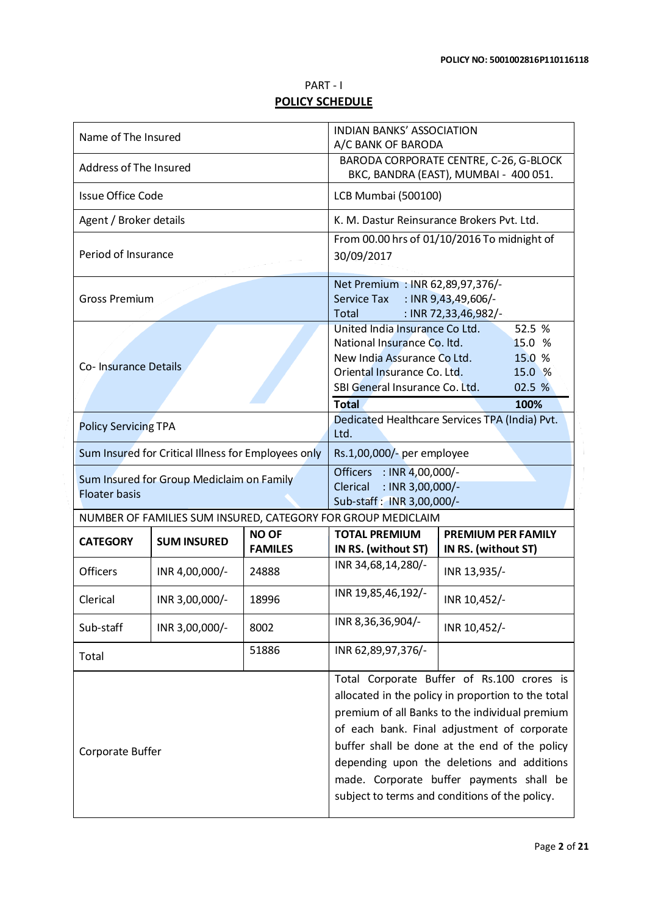PART - I

## POLICY SCHEDULE

| | |
|---|---|
| Name of The Insured | INDIAN BANKS' ASSOCIATION A/C BANK OF BARODA |
| Address of The Insured | BARODA CORPORATE CENTRE, C-26, G-BLOCK BKC, BANDRA (EAST), MUMBAI - 400 051. |
| Issue Office Code | LCB Mumbai (500100) |
| Agent / Broker details | K. M. Dastur Reinsurance Brokers Pvt. Ltd. |
| Period of Insurance | From 00.00 hrs of 01/10/2016 To midnight of 30/09/2017 |
| Gross Premium | Net Premium : INR 62,89,97,376/-<br>Service Tax : INR 9,43,49,606/-<br>Total : INR 72,33,46,982/- |
| Co- Insurance Details | United India Insurance Co Ltd. 52.5 %<br>National Insurance Co. ltd. 15.0 %<br>New India Assurance Co Ltd. 15.0 %<br>Oriental Insurance Co. Ltd. 15.0 %<br>SBI General Insurance Co. Ltd. 02.5 %<br>**Total** **100%** |
| Policy Servicing TPA | Dedicated Healthcare Services TPA (India) Pvt. Ltd. |
| Sum Insured for Critical Illness for Employees only | Rs.1,00,000/- per employee |
| Sum Insured for Group Mediclaim on Family Floater basis | Officers : INR 4,00,000/-<br>Clerical : INR 3,00,000/-<br>Sub-staff : INR 3,00,000/- |

NUMBER OF FAMILIES SUM INSURED, CATEGORY FOR GROUP MEDICLAIM

| CATEGORY | SUM INSURED | NO OF FAMILES | TOTAL PREMIUM IN RS. (without ST) | PREMIUM PER FAMILY IN RS. (without ST) |
|---|---|---|---|---|
| Officers | INR 4,00,000/- | 24888 | INR 34,68,14,280/- | INR 13,935/- |
| Clerical | INR 3,00,000/- | 18996 | INR 19,85,46,192/- | INR 10,452/- |
| Sub-staff | INR 3,00,000/- | 8002 | INR 8,36,36,904/- | INR 10,452/- |
| Total | | 51886 | INR 62,89,97,376/- | |

| | |
|---|---|
| Corporate Buffer | Total Corporate Buffer of Rs.100 crores is allocated in the policy in proportion to the total premium of all Banks to the individual premium of each bank. Final adjustment of corporate buffer shall be done at the end of the policy depending upon the deletions and additions made. Corporate buffer payments shall be subject to terms and conditions of the policy. |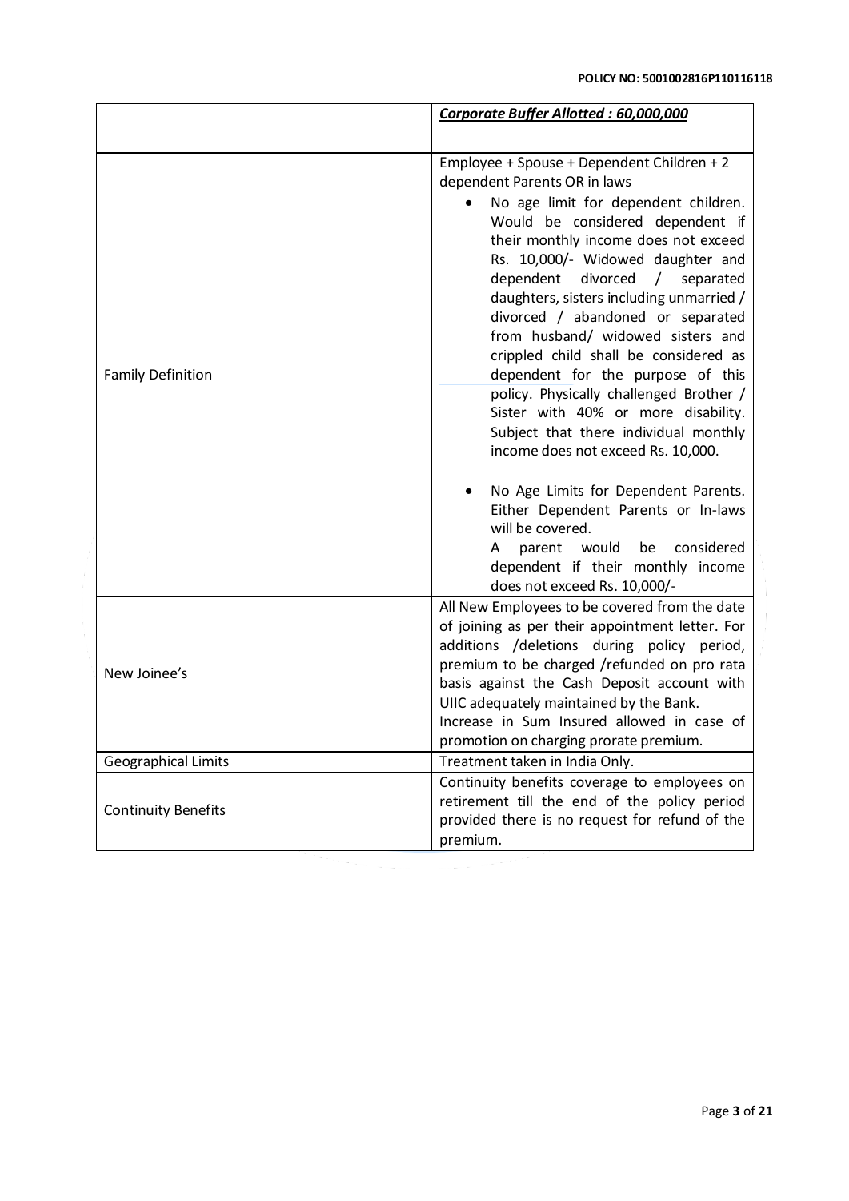| | ***Corporate Buffer Allotted : 60,000,000*** |
|---|---|
| Family Definition | Employee + Spouse + Dependent Children + 2 dependent Parents OR in laws<br>• No age limit for dependent children. Would be considered dependent if their monthly income does not exceed Rs. 10,000/- Widowed daughter and dependent divorced / separated daughters, sisters including unmarried / divorced / abandoned or separated from husband/ widowed sisters and crippled child shall be considered as dependent for the purpose of this policy. Physically challenged Brother / Sister with 40% or more disability. Subject that there individual monthly income does not exceed Rs. 10,000.<br><br>• No Age Limits for Dependent Parents. Either Dependent Parents or In-laws will be covered.<br>A parent would be considered dependent if their monthly income does not exceed Rs. 10,000/- |
| New Joinee's | All New Employees to be covered from the date of joining as per their appointment letter. For additions /deletions during policy period, premium to be charged /refunded on pro rata basis against the Cash Deposit account with UIIC adequately maintained by the Bank.<br>Increase in Sum Insured allowed in case of promotion on charging prorate premium. |
| Geographical Limits | Treatment taken in India Only. |
| Continuity Benefits | Continuity benefits coverage to employees on retirement till the end of the policy period provided there is no request for refund of the premium. |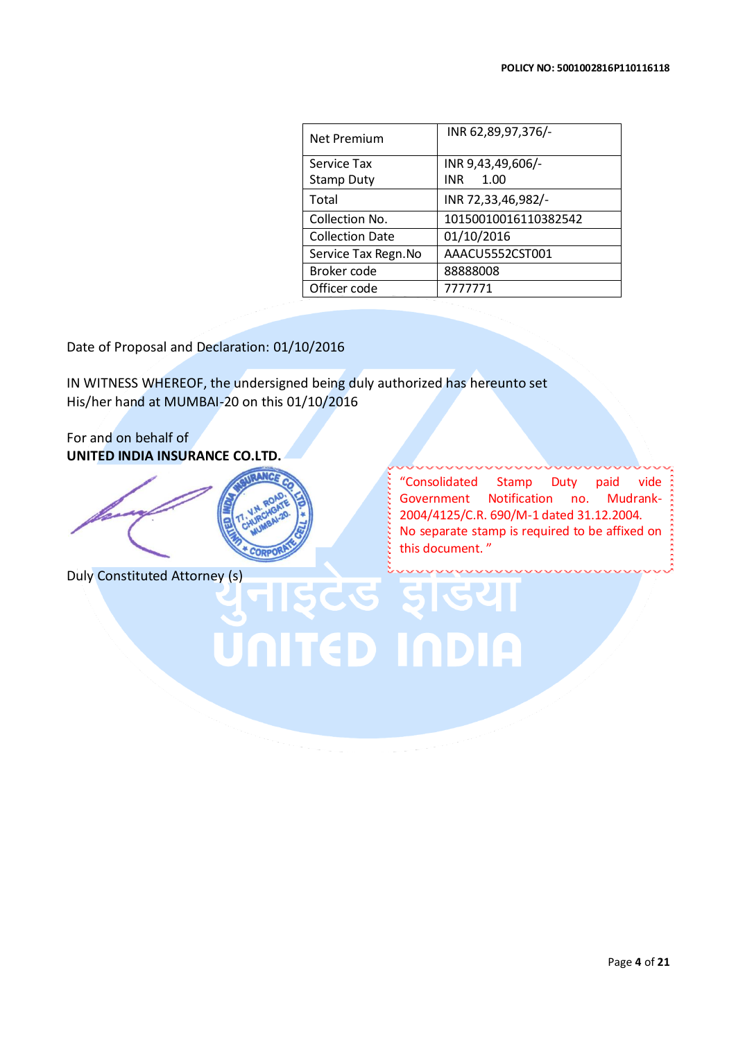| | |
|---|---|
| Net Premium | INR 62,89,97,376/- |
| Service Tax<br>Stamp Duty | INR 9,43,49,606/-<br>INR 1.00 |
| Total | INR 72,33,46,982/- |
| Collection No. | 10150010016110382542 |
| Collection Date | 01/10/2016 |
| Service Tax Regn.No | AAACU5552CST001 |
| Broker code | 88888008 |
| Officer code | 7777771 |

Date of Proposal and Declaration: 01/10/2016

IN WITNESS WHEREOF, the undersigned being duly authorized has hereunto set His/her hand at MUMBAI-20 on this 01/10/2016

For and on behalf of
**UNITED INDIA INSURANCE CO.LTD.**

"Consolidated Stamp Duty paid vide Government Notification no. Mudrank-2004/4125/C.R. 690/M-1 dated 31.12.2004. No separate stamp is required to be affixed on this document. "

Duly Constituted Attorney (s)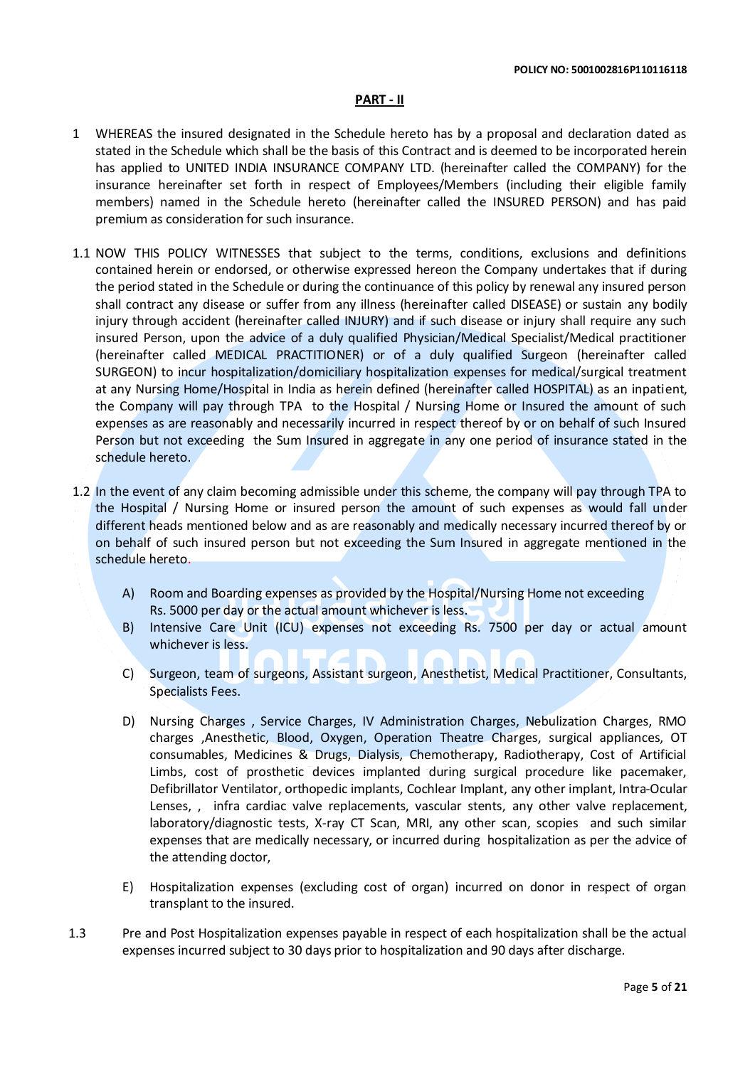## PART - II

1 WHEREAS the insured designated in the Schedule hereto has by a proposal and declaration dated as stated in the Schedule which shall be the basis of this Contract and is deemed to be incorporated herein has applied to UNITED INDIA INSURANCE COMPANY LTD. (hereinafter called the COMPANY) for the insurance hereinafter set forth in respect of Employees/Members (including their eligible family members) named in the Schedule hereto (hereinafter called the INSURED PERSON) and has paid premium as consideration for such insurance.

1.1 NOW THIS POLICY WITNESSES that subject to the terms, conditions, exclusions and definitions contained herein or endorsed, or otherwise expressed hereon the Company undertakes that if during the period stated in the Schedule or during the continuance of this policy by renewal any insured person shall contract any disease or suffer from any illness (hereinafter called DISEASE) or sustain any bodily injury through accident (hereinafter called INJURY) and if such disease or injury shall require any such insured Person, upon the advice of a duly qualified Physician/Medical Specialist/Medical practitioner (hereinafter called MEDICAL PRACTITIONER) or of a duly qualified Surgeon (hereinafter called SURGEON) to incur hospitalization/domiciliary hospitalization expenses for medical/surgical treatment at any Nursing Home/Hospital in India as herein defined (hereinafter called HOSPITAL) as an inpatient, the Company will pay through TPA to the Hospital / Nursing Home or Insured the amount of such expenses as are reasonably and necessarily incurred in respect thereof by or on behalf of such Insured Person but not exceeding the Sum Insured in aggregate in any one period of insurance stated in the schedule hereto.

1.2 In the event of any claim becoming admissible under this scheme, the company will pay through TPA to the Hospital / Nursing Home or insured person the amount of such expenses as would fall under different heads mentioned below and as are reasonably and medically necessary incurred thereof by or on behalf of such insured person but not exceeding the Sum Insured in aggregate mentioned in the schedule hereto.

A) Room and Boarding expenses as provided by the Hospital/Nursing Home not exceeding Rs. 5000 per day or the actual amount whichever is less.

B) Intensive Care Unit (ICU) expenses not exceeding Rs. 7500 per day or actual amount whichever is less.

C) Surgeon, team of surgeons, Assistant surgeon, Anesthetist, Medical Practitioner, Consultants, Specialists Fees.

D) Nursing Charges , Service Charges, IV Administration Charges, Nebulization Charges, RMO charges ,Anesthetic, Blood, Oxygen, Operation Theatre Charges, surgical appliances, OT consumables, Medicines & Drugs, Dialysis, Chemotherapy, Radiotherapy, Cost of Artificial Limbs, cost of prosthetic devices implanted during surgical procedure like pacemaker, Defibrillator Ventilator, orthopedic implants, Cochlear Implant, any other implant, Intra-Ocular Lenses, , infra cardiac valve replacements, vascular stents, any other valve replacement, laboratory/diagnostic tests, X-ray CT Scan, MRI, any other scan, scopies and such similar expenses that are medically necessary, or incurred during hospitalization as per the advice of the attending doctor,

E) Hospitalization expenses (excluding cost of organ) incurred on donor in respect of organ transplant to the insured.

1.3 Pre and Post Hospitalization expenses payable in respect of each hospitalization shall be the actual expenses incurred subject to 30 days prior to hospitalization and 90 days after discharge.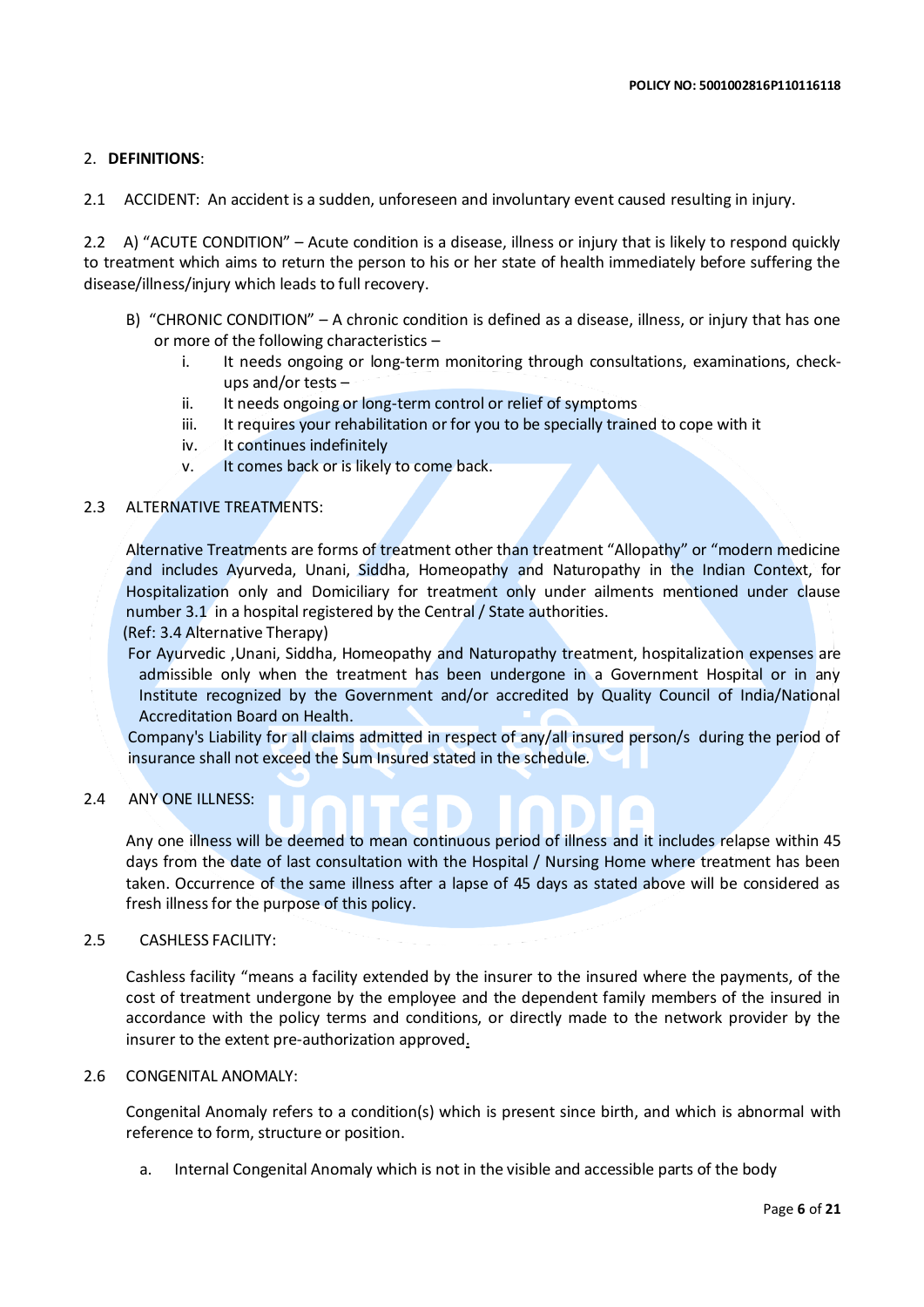## 2. DEFINITIONS:

2.1 ACCIDENT: An accident is a sudden, unforeseen and involuntary event caused resulting in injury.

2.2 A) "ACUTE CONDITION" – Acute condition is a disease, illness or injury that is likely to respond quickly to treatment which aims to return the person to his or her state of health immediately before suffering the disease/illness/injury which leads to full recovery.

B) "CHRONIC CONDITION" – A chronic condition is defined as a disease, illness, or injury that has one or more of the following characteristics –

i. It needs ongoing or long-term monitoring through consultations, examinations, check-ups and/or tests –
ii. It needs ongoing or long-term control or relief of symptoms
iii. It requires your rehabilitation or for you to be specially trained to cope with it
iv. It continues indefinitely
v. It comes back or is likely to come back.

2.3 ALTERNATIVE TREATMENTS:

Alternative Treatments are forms of treatment other than treatment "Allopathy" or "modern medicine and includes Ayurveda, Unani, Siddha, Homeopathy and Naturopathy in the Indian Context, for Hospitalization only and Domiciliary for treatment only under ailments mentioned under clause number 3.1 in a hospital registered by the Central / State authorities.
(Ref: 3.4 Alternative Therapy)
For Ayurvedic ,Unani, Siddha, Homeopathy and Naturopathy treatment, hospitalization expenses are admissible only when the treatment has been undergone in a Government Hospital or in any Institute recognized by the Government and/or accredited by Quality Council of India/National Accreditation Board on Health.
Company's Liability for all claims admitted in respect of any/all insured person/s during the period of insurance shall not exceed the Sum Insured stated in the schedule.

2.4 ANY ONE ILLNESS:

Any one illness will be deemed to mean continuous period of illness and it includes relapse within 45 days from the date of last consultation with the Hospital / Nursing Home where treatment has been taken. Occurrence of the same illness after a lapse of 45 days as stated above will be considered as fresh illness for the purpose of this policy.

2.5 CASHLESS FACILITY:

Cashless facility "means a facility extended by the insurer to the insured where the payments, of the cost of treatment undergone by the employee and the dependent family members of the insured in accordance with the policy terms and conditions, or directly made to the network provider by the insurer to the extent pre-authorization approved.

2.6 CONGENITAL ANOMALY:

Congenital Anomaly refers to a condition(s) which is present since birth, and which is abnormal with reference to form, structure or position.

a. Internal Congenital Anomaly which is not in the visible and accessible parts of the body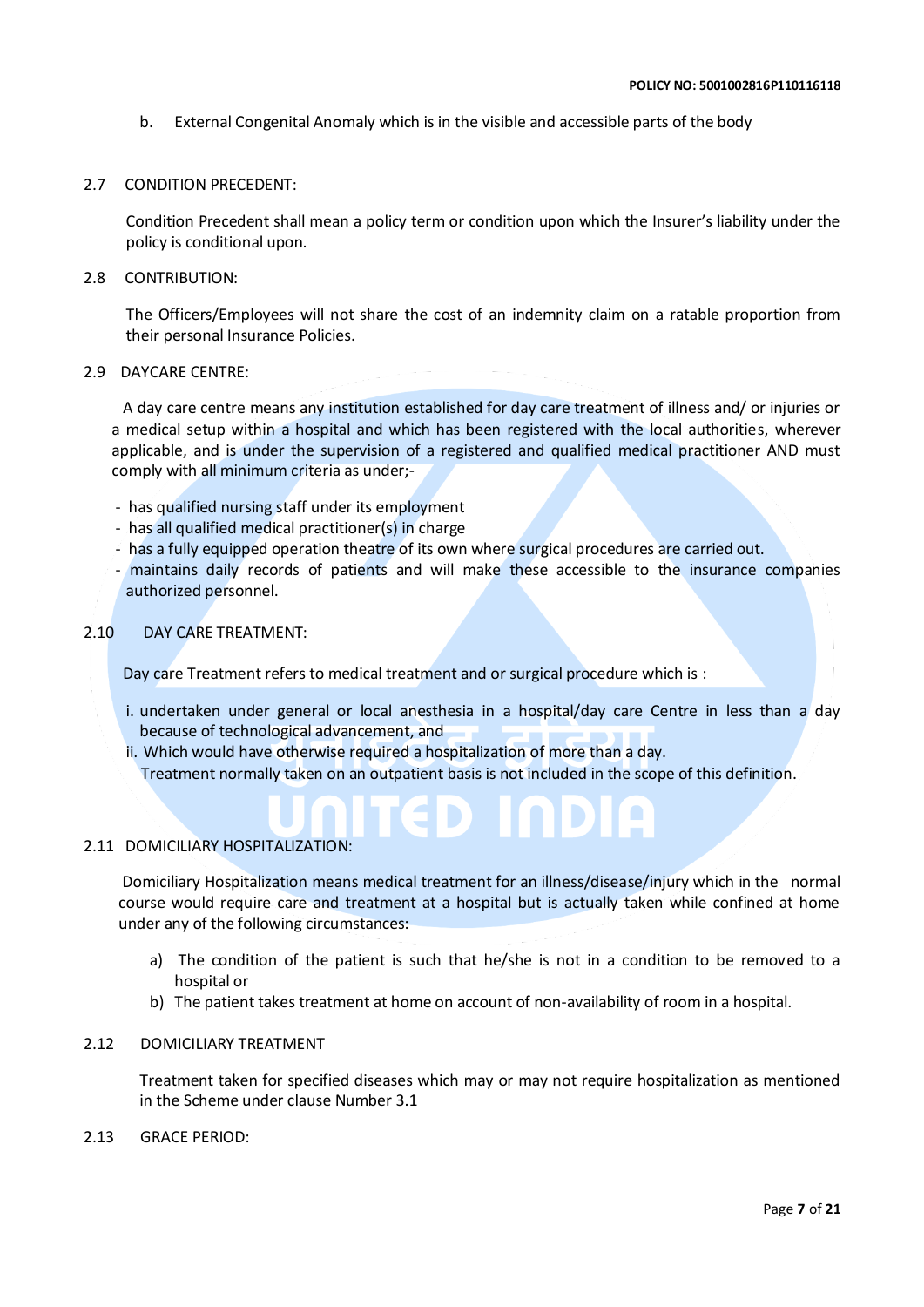b. External Congenital Anomaly which is in the visible and accessible parts of the body

### 2.7 CONDITION PRECEDENT:

Condition Precedent shall mean a policy term or condition upon which the Insurer's liability under the policy is conditional upon.

### 2.8 CONTRIBUTION:

The Officers/Employees will not share the cost of an indemnity claim on a ratable proportion from their personal Insurance Policies.

### 2.9 DAYCARE CENTRE:

A day care centre means any institution established for day care treatment of illness and/ or injuries or a medical setup within a hospital and which has been registered with the local authorities, wherever applicable, and is under the supervision of a registered and qualified medical practitioner AND must comply with all minimum criteria as under;-

- has qualified nursing staff under its employment
- has all qualified medical practitioner(s) in charge
- has a fully equipped operation theatre of its own where surgical procedures are carried out.
- maintains daily records of patients and will make these accessible to the insurance companies authorized personnel.

### 2.10 DAY CARE TREATMENT:

Day care Treatment refers to medical treatment and or surgical procedure which is :

i. undertaken under general or local anesthesia in a hospital/day care Centre in less than a day because of technological advancement, and
ii. Which would have otherwise required a hospitalization of more than a day.

Treatment normally taken on an outpatient basis is not included in the scope of this definition.

### 2.11 DOMICILIARY HOSPITALIZATION:

Domiciliary Hospitalization means medical treatment for an illness/disease/injury which in the normal course would require care and treatment at a hospital but is actually taken while confined at home under any of the following circumstances:

a) The condition of the patient is such that he/she is not in a condition to be removed to a hospital or
b) The patient takes treatment at home on account of non-availability of room in a hospital.

### 2.12 DOMICILIARY TREATMENT

Treatment taken for specified diseases which may or may not require hospitalization as mentioned in the Scheme under clause Number 3.1

### 2.13 GRACE PERIOD: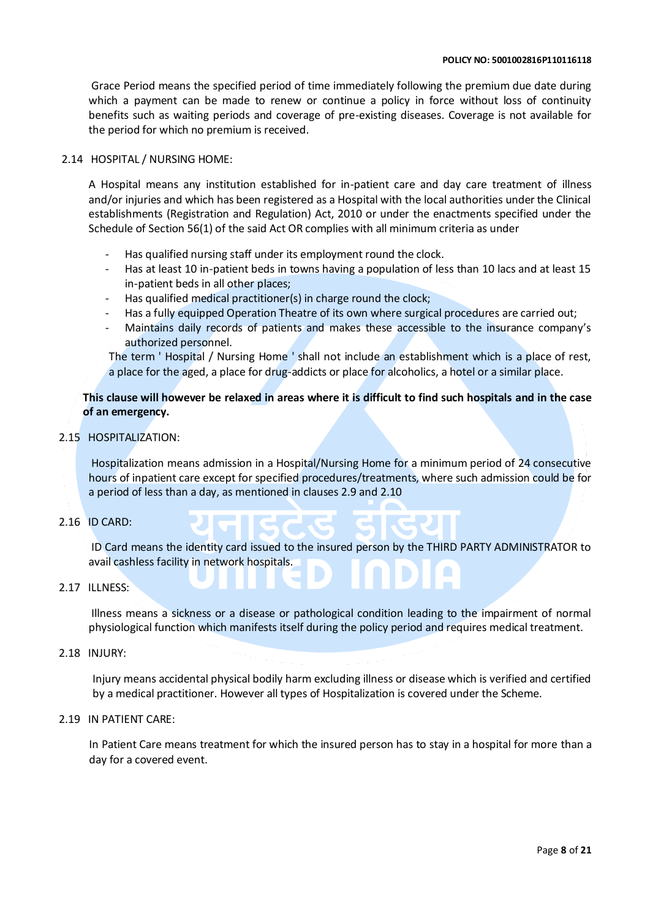Grace Period means the specified period of time immediately following the premium due date during which a payment can be made to renew or continue a policy in force without loss of continuity benefits such as waiting periods and coverage of pre-existing diseases. Coverage is not available for the period for which no premium is received.

2.14 HOSPITAL / NURSING HOME:

A Hospital means any institution established for in-patient care and day care treatment of illness and/or injuries and which has been registered as a Hospital with the local authorities under the Clinical establishments (Registration and Regulation) Act, 2010 or under the enactments specified under the Schedule of Section 56(1) of the said Act OR complies with all minimum criteria as under

- Has qualified nursing staff under its employment round the clock.
- Has at least 10 in-patient beds in towns having a population of less than 10 lacs and at least 15 in-patient beds in all other places;
- Has qualified medical practitioner(s) in charge round the clock;
- Has a fully equipped Operation Theatre of its own where surgical procedures are carried out;
- Maintains daily records of patients and makes these accessible to the insurance company's authorized personnel.

The term ' Hospital / Nursing Home ' shall not include an establishment which is a place of rest, a place for the aged, a place for drug-addicts or place for alcoholics, a hotel or a similar place.

**This clause will however be relaxed in areas where it is difficult to find such hospitals and in the case of an emergency.**

2.15 HOSPITALIZATION:

Hospitalization means admission in a Hospital/Nursing Home for a minimum period of 24 consecutive hours of inpatient care except for specified procedures/treatments, where such admission could be for a period of less than a day, as mentioned in clauses 2.9 and 2.10

2.16 ID CARD:

ID Card means the identity card issued to the insured person by the THIRD PARTY ADMINISTRATOR to avail cashless facility in network hospitals.

2.17 ILLNESS:

Illness means a sickness or a disease or pathological condition leading to the impairment of normal physiological function which manifests itself during the policy period and requires medical treatment.

2.18 INJURY:

Injury means accidental physical bodily harm excluding illness or disease which is verified and certified by a medical practitioner. However all types of Hospitalization is covered under the Scheme.

2.19 IN PATIENT CARE:

In Patient Care means treatment for which the insured person has to stay in a hospital for more than a day for a covered event.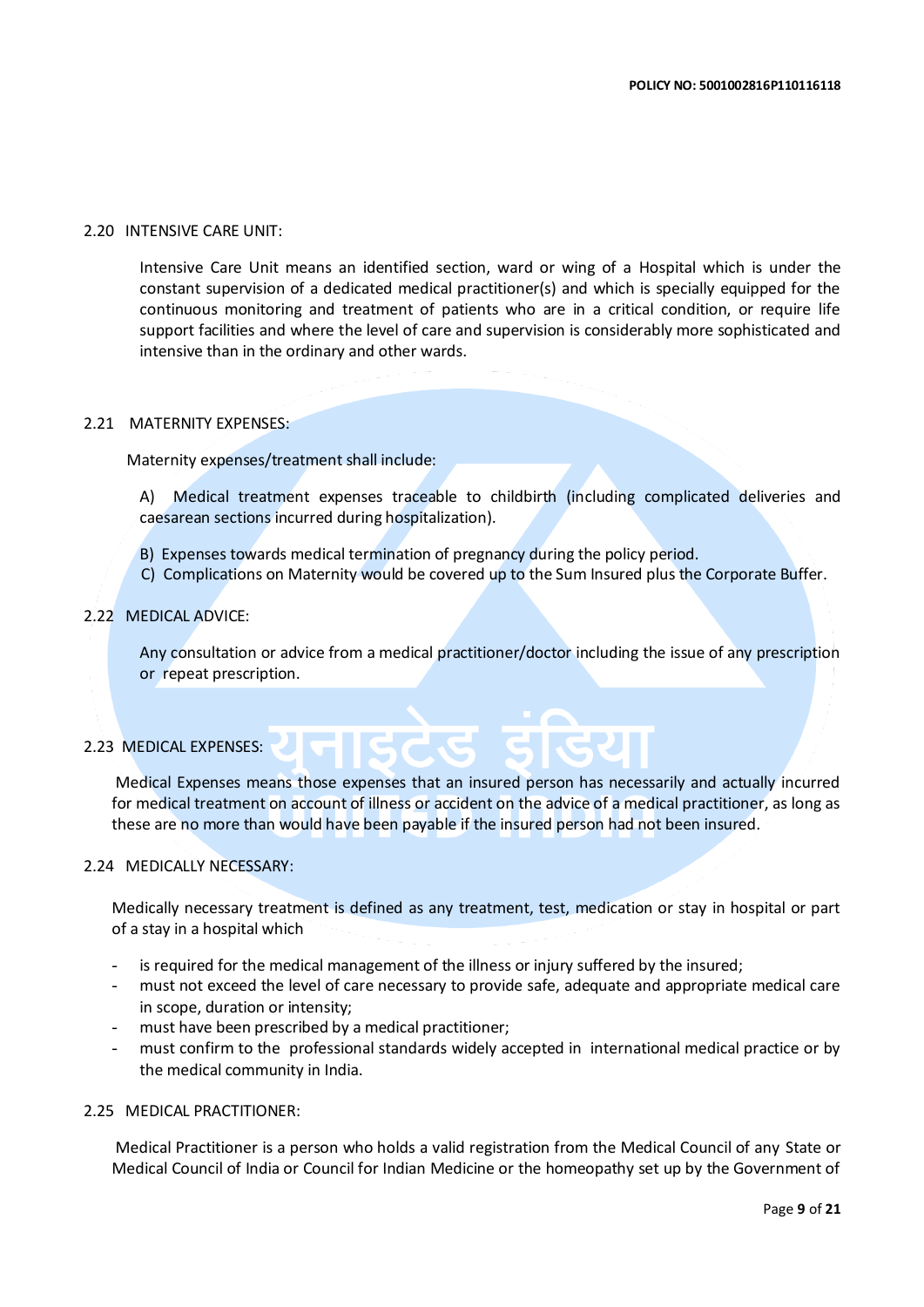2.20 INTENSIVE CARE UNIT:

Intensive Care Unit means an identified section, ward or wing of a Hospital which is under the constant supervision of a dedicated medical practitioner(s) and which is specially equipped for the continuous monitoring and treatment of patients who are in a critical condition, or require life support facilities and where the level of care and supervision is considerably more sophisticated and intensive than in the ordinary and other wards.

2.21 MATERNITY EXPENSES:

Maternity expenses/treatment shall include:

A) Medical treatment expenses traceable to childbirth (including complicated deliveries and caesarean sections incurred during hospitalization).

B) Expenses towards medical termination of pregnancy during the policy period.

C) Complications on Maternity would be covered up to the Sum Insured plus the Corporate Buffer.

2.22 MEDICAL ADVICE:

Any consultation or advice from a medical practitioner/doctor including the issue of any prescription or repeat prescription.

2.23 MEDICAL EXPENSES:

Medical Expenses means those expenses that an insured person has necessarily and actually incurred for medical treatment on account of illness or accident on the advice of a medical practitioner, as long as these are no more than would have been payable if the insured person had not been insured.

2.24 MEDICALLY NECESSARY:

Medically necessary treatment is defined as any treatment, test, medication or stay in hospital or part of a stay in a hospital which

- is required for the medical management of the illness or injury suffered by the insured;
- must not exceed the level of care necessary to provide safe, adequate and appropriate medical care in scope, duration or intensity;
- must have been prescribed by a medical practitioner;
- must confirm to the professional standards widely accepted in international medical practice or by the medical community in India.

2.25 MEDICAL PRACTITIONER:

Medical Practitioner is a person who holds a valid registration from the Medical Council of any State or Medical Council of India or Council for Indian Medicine or the homeopathy set up by the Government of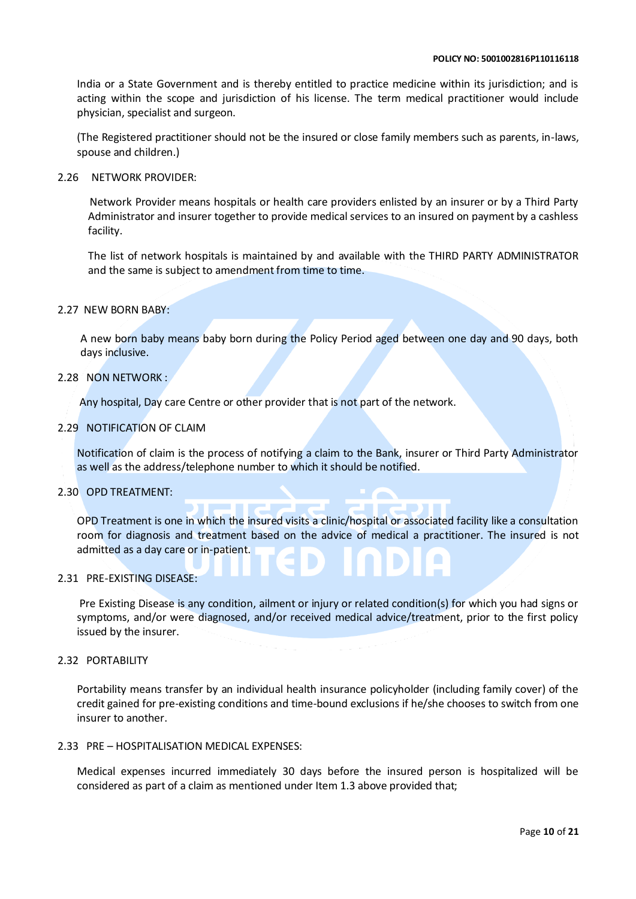India or a State Government and is thereby entitled to practice medicine within its jurisdiction; and is acting within the scope and jurisdiction of his license. The term medical practitioner would include physician, specialist and surgeon.

(The Registered practitioner should not be the insured or close family members such as parents, in-laws, spouse and children.)

2.26 NETWORK PROVIDER:

Network Provider means hospitals or health care providers enlisted by an insurer or by a Third Party Administrator and insurer together to provide medical services to an insured on payment by a cashless facility.

The list of network hospitals is maintained by and available with the THIRD PARTY ADMINISTRATOR and the same is subject to amendment from time to time.

2.27 NEW BORN BABY:

A new born baby means baby born during the Policy Period aged between one day and 90 days, both days inclusive.

2.28 NON NETWORK :

Any hospital, Day care Centre or other provider that is not part of the network.

2.29 NOTIFICATION OF CLAIM

Notification of claim is the process of notifying a claim to the Bank, insurer or Third Party Administrator as well as the address/telephone number to which it should be notified.

2.30 OPD TREATMENT:

OPD Treatment is one in which the insured visits a clinic/hospital or associated facility like a consultation room for diagnosis and treatment based on the advice of medical a practitioner. The insured is not admitted as a day care or in-patient.

2.31 PRE-EXISTING DISEASE:

Pre Existing Disease is any condition, ailment or injury or related condition(s) for which you had signs or symptoms, and/or were diagnosed, and/or received medical advice/treatment, prior to the first policy issued by the insurer.

2.32 PORTABILITY

Portability means transfer by an individual health insurance policyholder (including family cover) of the credit gained for pre-existing conditions and time-bound exclusions if he/she chooses to switch from one insurer to another.

2.33 PRE – HOSPITALISATION MEDICAL EXPENSES:

Medical expenses incurred immediately 30 days before the insured person is hospitalized will be considered as part of a claim as mentioned under Item 1.3 above provided that;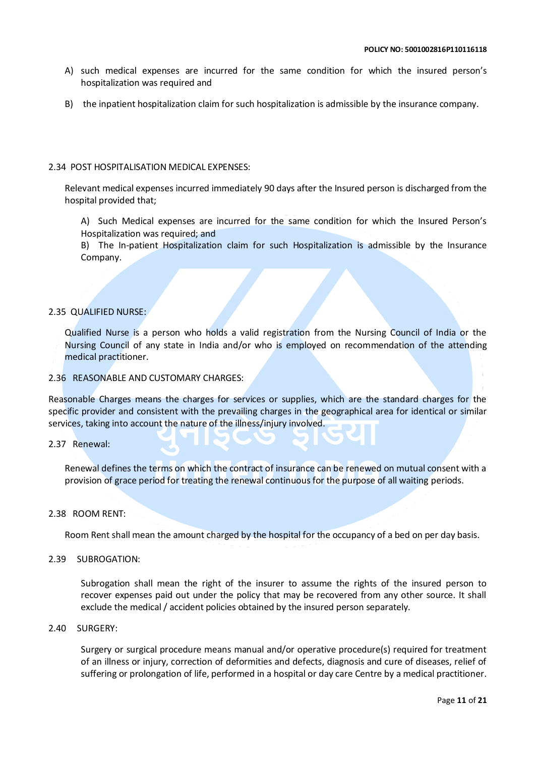A) such medical expenses are incurred for the same condition for which the insured person's hospitalization was required and

B) the inpatient hospitalization claim for such hospitalization is admissible by the insurance company.

2.34 POST HOSPITALISATION MEDICAL EXPENSES:

Relevant medical expenses incurred immediately 90 days after the Insured person is discharged from the hospital provided that;

A) Such Medical expenses are incurred for the same condition for which the Insured Person's Hospitalization was required; and
B) The In-patient Hospitalization claim for such Hospitalization is admissible by the Insurance Company.

2.35 QUALIFIED NURSE:

Qualified Nurse is a person who holds a valid registration from the Nursing Council of India or the Nursing Council of any state in India and/or who is employed on recommendation of the attending medical practitioner.

2.36 REASONABLE AND CUSTOMARY CHARGES:

Reasonable Charges means the charges for services or supplies, which are the standard charges for the specific provider and consistent with the prevailing charges in the geographical area for identical or similar services, taking into account the nature of the illness/injury involved.

2.37 Renewal:

Renewal defines the terms on which the contract of insurance can be renewed on mutual consent with a provision of grace period for treating the renewal continuous for the purpose of all waiting periods.

2.38 ROOM RENT:

Room Rent shall mean the amount charged by the hospital for the occupancy of a bed on per day basis.

2.39 SUBROGATION:

Subrogation shall mean the right of the insurer to assume the rights of the insured person to recover expenses paid out under the policy that may be recovered from any other source. It shall exclude the medical / accident policies obtained by the insured person separately.

2.40 SURGERY:

Surgery or surgical procedure means manual and/or operative procedure(s) required for treatment of an illness or injury, correction of deformities and defects, diagnosis and cure of diseases, relief of suffering or prolongation of life, performed in a hospital or day care Centre by a medical practitioner.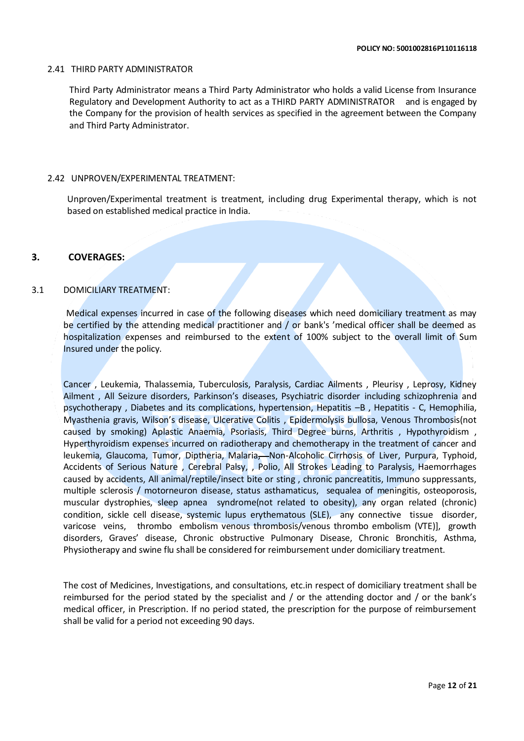### 2.41 THIRD PARTY ADMINISTRATOR

Third Party Administrator means a Third Party Administrator who holds a valid License from Insurance Regulatory and Development Authority to act as a THIRD PARTY ADMINISTRATOR and is engaged by the Company for the provision of health services as specified in the agreement between the Company and Third Party Administrator.

### 2.42 UNPROVEN/EXPERIMENTAL TREATMENT:

Unproven/Experimental treatment is treatment, including drug Experimental therapy, which is not based on established medical practice in India.

## 3. COVERAGES:

### 3.1 DOMICILIARY TREATMENT:

Medical expenses incurred in case of the following diseases which need domiciliary treatment as may be certified by the attending medical practitioner and / or bank's 'medical officer shall be deemed as hospitalization expenses and reimbursed to the extent of 100% subject to the overall limit of Sum Insured under the policy.

Cancer , Leukemia, Thalassemia, Tuberculosis, Paralysis, Cardiac Ailments , Pleurisy , Leprosy, Kidney Ailment , All Seizure disorders, Parkinson's diseases, Psychiatric disorder including schizophrenia and psychotherapy , Diabetes and its complications, hypertension, Hepatitis –B , Hepatitis - C, Hemophilia, Myasthenia gravis, Wilson's disease, Ulcerative Colitis , Epidermolysis bullosa, Venous Thrombosis(not caused by smoking) Aplastic Anaemia, Psoriasis, Third Degree burns, Arthritis , Hypothyroidism , Hyperthyroidism expenses incurred on radiotherapy and chemotherapy in the treatment of cancer and leukemia, Glaucoma, Tumor, Diptheria, Malaria, Non-Alcoholic Cirrhosis of Liver, Purpura, Typhoid, Accidents of Serious Nature , Cerebral Palsy, , Polio, All Strokes Leading to Paralysis, Haemorrhages caused by accidents, All animal/reptile/insect bite or sting , chronic pancreatitis, Immuno suppressants, multiple sclerosis / motorneuron disease, status asthamaticus, sequalea of meningitis, osteoporosis, muscular dystrophies, sleep apnea syndrome(not related to obesity), any organ related (chronic) condition, sickle cell disease, systemic lupus erythematous (SLE), any connective tissue disorder, varicose veins, thrombo embolism venous thrombosis/venous thrombo embolism (VTE)], growth disorders, Graves' disease, Chronic obstructive Pulmonary Disease, Chronic Bronchitis, Asthma, Physiotherapy and swine flu shall be considered for reimbursement under domiciliary treatment.

The cost of Medicines, Investigations, and consultations, etc.in respect of domiciliary treatment shall be reimbursed for the period stated by the specialist and / or the attending doctor and / or the bank's medical officer, in Prescription. If no period stated, the prescription for the purpose of reimbursement shall be valid for a period not exceeding 90 days.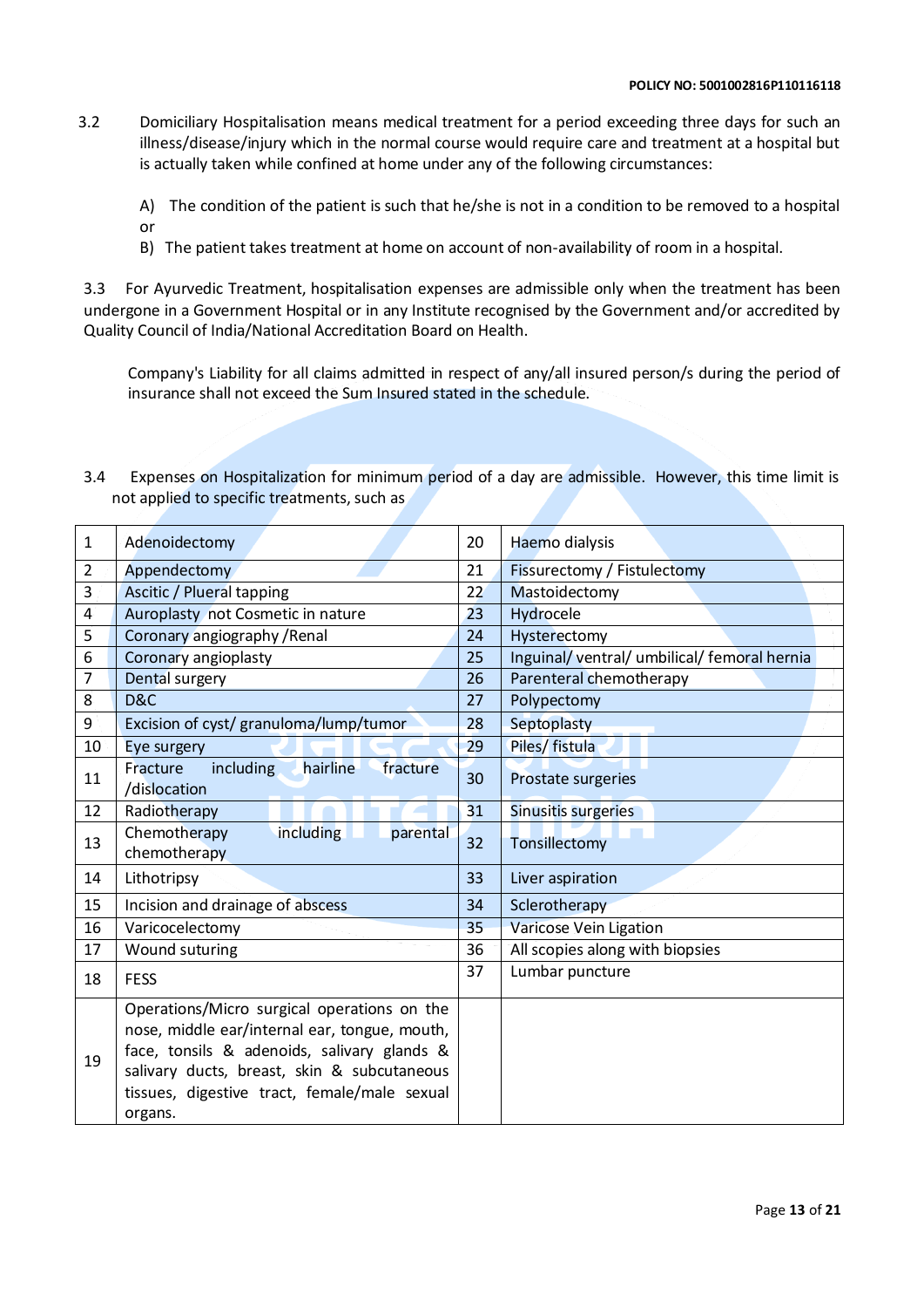3.2 Domiciliary Hospitalisation means medical treatment for a period exceeding three days for such an illness/disease/injury which in the normal course would require care and treatment at a hospital but is actually taken while confined at home under any of the following circumstances:

A) The condition of the patient is such that he/she is not in a condition to be removed to a hospital or

B) The patient takes treatment at home on account of non-availability of room in a hospital.

3.3 For Ayurvedic Treatment, hospitalisation expenses are admissible only when the treatment has been undergone in a Government Hospital or in any Institute recognised by the Government and/or accredited by Quality Council of India/National Accreditation Board on Health.

Company's Liability for all claims admitted in respect of any/all insured person/s during the period of insurance shall not exceed the Sum Insured stated in the schedule.

3.4 Expenses on Hospitalization for minimum period of a day are admissible. However, this time limit is not applied to specific treatments, such as

| | | | |
|---|---|---|---|
| 1 | Adenoidectomy | 20 | Haemo dialysis |
| 2 | Appendectomy | 21 | Fissurectomy / Fistulectomy |
| 3 | Ascitic / Plueral tapping | 22 | Mastoidectomy |
| 4 | Auroplasty not Cosmetic in nature | 23 | Hydrocele |
| 5 | Coronary angiography /Renal | 24 | Hysterectomy |
| 6 | Coronary angioplasty | 25 | Inguinal/ ventral/ umbilical/ femoral hernia |
| 7 | Dental surgery | 26 | Parenteral chemotherapy |
| 8 | D&C | 27 | Polypectomy |
| 9 | Excision of cyst/ granuloma/lump/tumor | 28 | Septoplasty |
| 10 | Eye surgery | 29 | Piles/ fistula |
| 11 | Fracture including hairline fracture /dislocation | 30 | Prostate surgeries |
| 12 | Radiotherapy | 31 | Sinusitis surgeries |
| 13 | Chemotherapy including parental chemotherapy | 32 | Tonsillectomy |
| 14 | Lithotripsy | 33 | Liver aspiration |
| 15 | Incision and drainage of abscess | 34 | Sclerotherapy |
| 16 | Varicocelectomy | 35 | Varicose Vein Ligation |
| 17 | Wound suturing | 36 | All scopies along with biopsies |
| 18 | FESS | 37 | Lumbar puncture |
| 19 | Operations/Micro surgical operations on the nose, middle ear/internal ear, tongue, mouth, face, tonsils & adenoids, salivary glands & salivary ducts, breast, skin & subcutaneous tissues, digestive tract, female/male sexual organs. | | |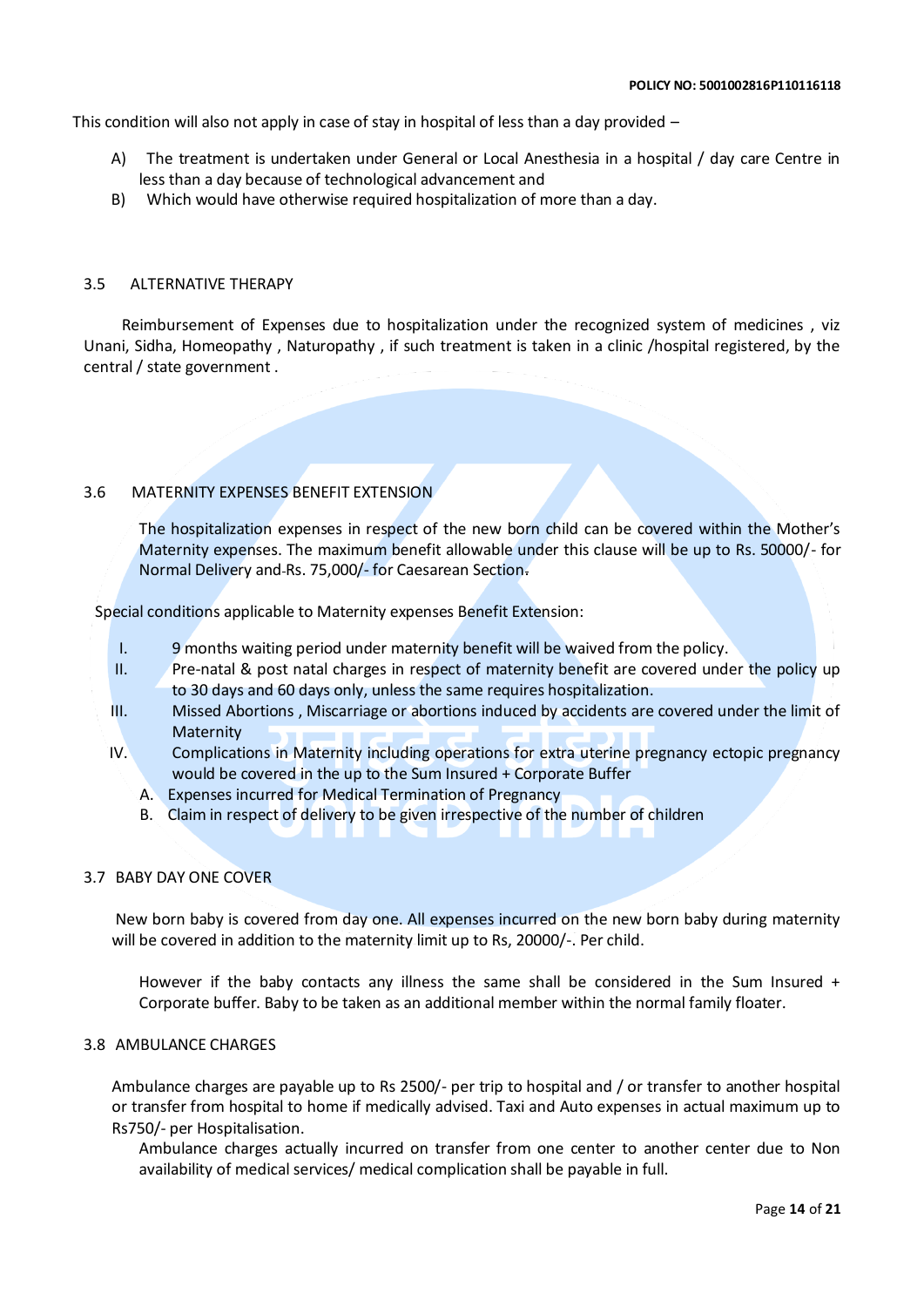This condition will also not apply in case of stay in hospital of less than a day provided –

A) The treatment is undertaken under General or Local Anesthesia in a hospital / day care Centre in less than a day because of technological advancement and

B) Which would have otherwise required hospitalization of more than a day.

### 3.5 ALTERNATIVE THERAPY

Reimbursement of Expenses due to hospitalization under the recognized system of medicines , viz Unani, Sidha, Homeopathy , Naturopathy , if such treatment is taken in a clinic /hospital registered, by the central / state government .

### 3.6 MATERNITY EXPENSES BENEFIT EXTENSION

The hospitalization expenses in respect of the new born child can be covered within the Mother's Maternity expenses. The maximum benefit allowable under this clause will be up to Rs. 50000/- for Normal Delivery and Rs. 75,000/- for Caesarean Section.

Special conditions applicable to Maternity expenses Benefit Extension:

I. 9 months waiting period under maternity benefit will be waived from the policy.

II. Pre-natal & post natal charges in respect of maternity benefit are covered under the policy up to 30 days and 60 days only, unless the same requires hospitalization.

III. Missed Abortions , Miscarriage or abortions induced by accidents are covered under the limit of Maternity

IV. Complications in Maternity including operations for extra uterine pregnancy ectopic pregnancy would be covered in the up to the Sum Insured + Corporate Buffer

A. Expenses incurred for Medical Termination of Pregnancy

B. Claim in respect of delivery to be given irrespective of the number of children

### 3.7 BABY DAY ONE COVER

New born baby is covered from day one. All expenses incurred on the new born baby during maternity will be covered in addition to the maternity limit up to Rs, 20000/-. Per child.

However if the baby contacts any illness the same shall be considered in the Sum Insured + Corporate buffer. Baby to be taken as an additional member within the normal family floater.

### 3.8 AMBULANCE CHARGES

Ambulance charges are payable up to Rs 2500/- per trip to hospital and / or transfer to another hospital or transfer from hospital to home if medically advised. Taxi and Auto expenses in actual maximum up to Rs750/- per Hospitalisation.

Ambulance charges actually incurred on transfer from one center to another center due to Non availability of medical services/ medical complication shall be payable in full.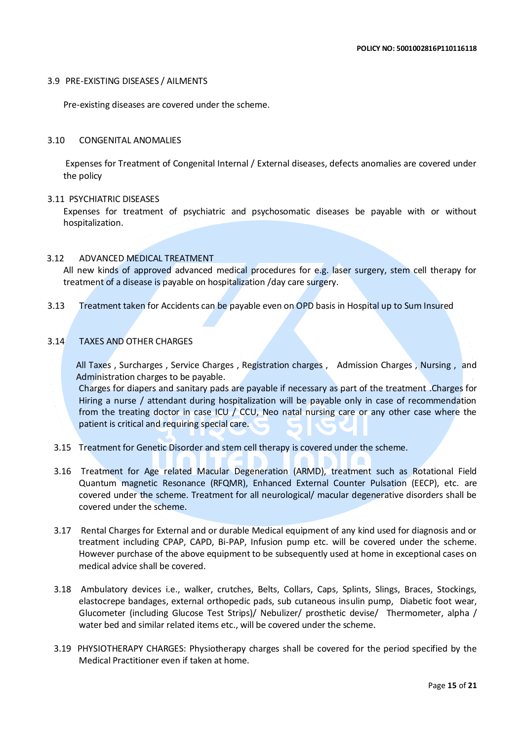3.9 PRE-EXISTING DISEASES / AILMENTS

Pre-existing diseases are covered under the scheme.

3.10 CONGENITAL ANOMALIES

Expenses for Treatment of Congenital Internal / External diseases, defects anomalies are covered under the policy

3.11 PSYCHIATRIC DISEASES

Expenses for treatment of psychiatric and psychosomatic diseases be payable with or without hospitalization.

3.12 ADVANCED MEDICAL TREATMENT

All new kinds of approved advanced medical procedures for e.g. laser surgery, stem cell therapy for treatment of a disease is payable on hospitalization /day care surgery.

3.13 Treatment taken for Accidents can be payable even on OPD basis in Hospital up to Sum Insured

3.14 TAXES AND OTHER CHARGES

All Taxes , Surcharges , Service Charges , Registration charges , Admission Charges , Nursing , and Administration charges to be payable.

Charges for diapers and sanitary pads are payable if necessary as part of the treatment .Charges for Hiring a nurse / attendant during hospitalization will be payable only in case of recommendation from the treating doctor in case ICU / CCU, Neo natal nursing care or any other case where the patient is critical and requiring special care.

3.15 Treatment for Genetic Disorder and stem cell therapy is covered under the scheme.

3.16 Treatment for Age related Macular Degeneration (ARMD), treatment such as Rotational Field Quantum magnetic Resonance (RFQMR), Enhanced External Counter Pulsation (EECP), etc. are covered under the scheme. Treatment for all neurological/ macular degenerative disorders shall be covered under the scheme.

3.17 Rental Charges for External and or durable Medical equipment of any kind used for diagnosis and or treatment including CPAP, CAPD, Bi-PAP, Infusion pump etc. will be covered under the scheme. However purchase of the above equipment to be subsequently used at home in exceptional cases on medical advice shall be covered.

3.18 Ambulatory devices i.e., walker, crutches, Belts, Collars, Caps, Splints, Slings, Braces, Stockings, elastocrepe bandages, external orthopedic pads, sub cutaneous insulin pump, Diabetic foot wear, Glucometer (including Glucose Test Strips)/ Nebulizer/ prosthetic devise/ Thermometer, alpha / water bed and similar related items etc., will be covered under the scheme.

3.19 PHYSIOTHERAPY CHARGES: Physiotherapy charges shall be covered for the period specified by the Medical Practitioner even if taken at home.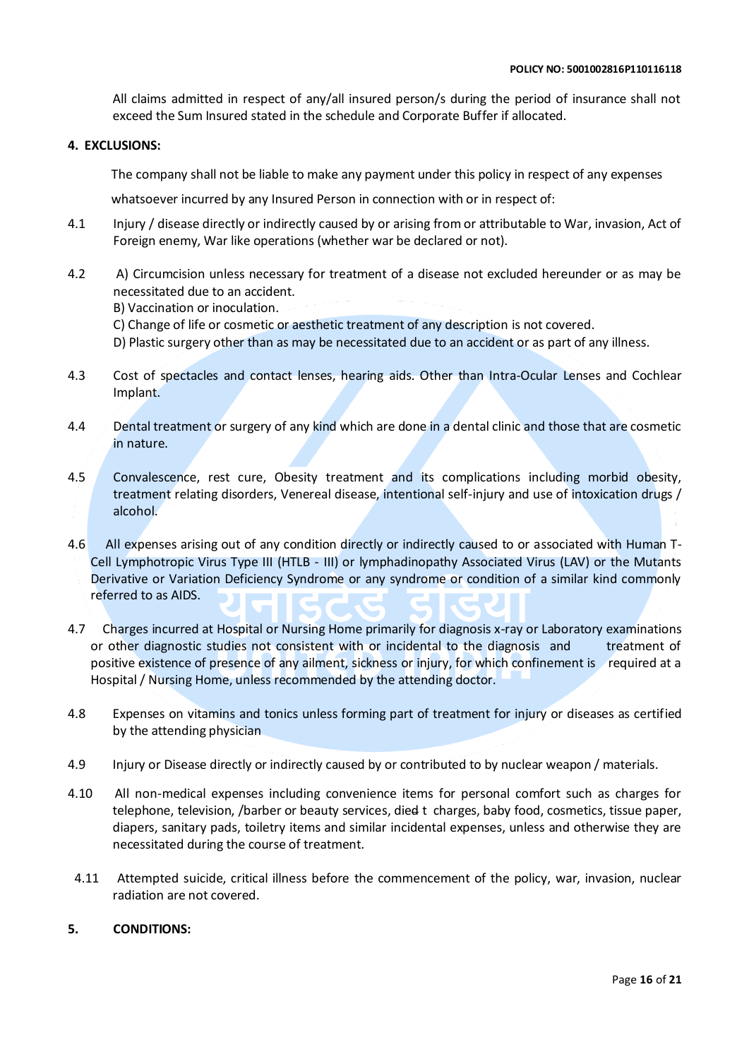All claims admitted in respect of any/all insured person/s during the period of insurance shall not exceed the Sum Insured stated in the schedule and Corporate Buffer if allocated.

## 4. EXCLUSIONS:

The company shall not be liable to make any payment under this policy in respect of any expenses whatsoever incurred by any Insured Person in connection with or in respect of:

4.1 Injury / disease directly or indirectly caused by or arising from or attributable to War, invasion, Act of Foreign enemy, War like operations (whether war be declared or not).

4.2 A) Circumcision unless necessary for treatment of a disease not excluded hereunder or as may be necessitated due to an accident.
B) Vaccination or inoculation.
C) Change of life or cosmetic or aesthetic treatment of any description is not covered.
D) Plastic surgery other than as may be necessitated due to an accident or as part of any illness.

4.3 Cost of spectacles and contact lenses, hearing aids. Other than Intra-Ocular Lenses and Cochlear Implant.

4.4 Dental treatment or surgery of any kind which are done in a dental clinic and those that are cosmetic in nature.

4.5 Convalescence, rest cure, Obesity treatment and its complications including morbid obesity, treatment relating disorders, Venereal disease, intentional self-injury and use of intoxication drugs / alcohol.

4.6 All expenses arising out of any condition directly or indirectly caused to or associated with Human T-Cell Lymphotropic Virus Type III (HTLB - III) or lymphadinopathy Associated Virus (LAV) or the Mutants Derivative or Variation Deficiency Syndrome or any syndrome or condition of a similar kind commonly referred to as AIDS.

4.7 Charges incurred at Hospital or Nursing Home primarily for diagnosis x-ray or Laboratory examinations or other diagnostic studies not consistent with or incidental to the diagnosis and treatment of positive existence of presence of any ailment, sickness or injury, for which confinement is required at a Hospital / Nursing Home, unless recommended by the attending doctor.

4.8 Expenses on vitamins and tonics unless forming part of treatment for injury or diseases as certified by the attending physician

4.9 Injury or Disease directly or indirectly caused by or contributed to by nuclear weapon / materials.

4.10 All non-medical expenses including convenience items for personal comfort such as charges for telephone, television, /barber or beauty services, diet charges, baby food, cosmetics, tissue paper, diapers, sanitary pads, toiletry items and similar incidental expenses, unless and otherwise they are necessitated during the course of treatment.

4.11 Attempted suicide, critical illness before the commencement of the policy, war, invasion, nuclear radiation are not covered.

## 5. CONDITIONS: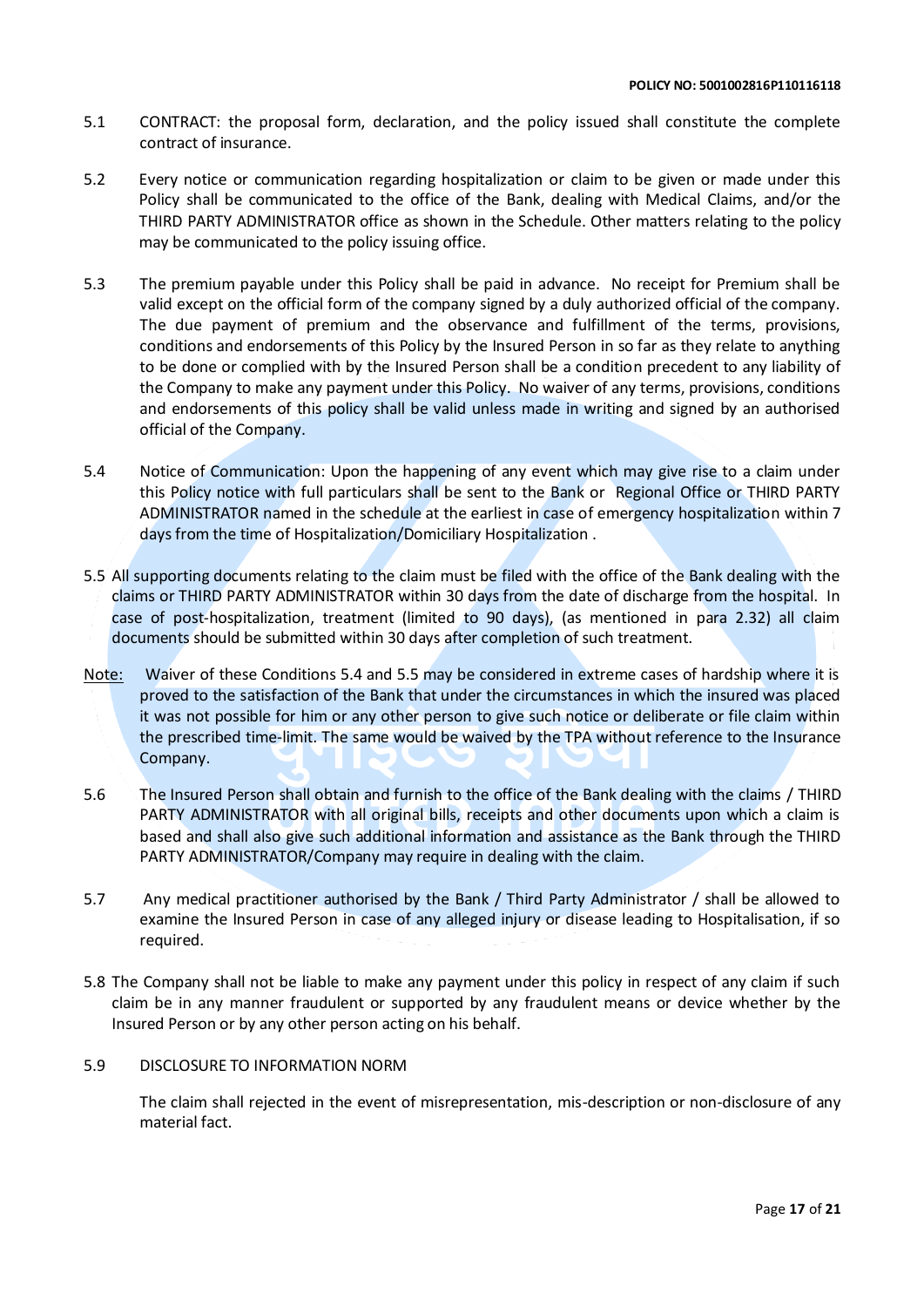5.1 CONTRACT: the proposal form, declaration, and the policy issued shall constitute the complete contract of insurance.

5.2 Every notice or communication regarding hospitalization or claim to be given or made under this Policy shall be communicated to the office of the Bank, dealing with Medical Claims, and/or the THIRD PARTY ADMINISTRATOR office as shown in the Schedule. Other matters relating to the policy may be communicated to the policy issuing office.

5.3 The premium payable under this Policy shall be paid in advance. No receipt for Premium shall be valid except on the official form of the company signed by a duly authorized official of the company. The due payment of premium and the observance and fulfillment of the terms, provisions, conditions and endorsements of this Policy by the Insured Person in so far as they relate to anything to be done or complied with by the Insured Person shall be a condition precedent to any liability of the Company to make any payment under this Policy. No waiver of any terms, provisions, conditions and endorsements of this policy shall be valid unless made in writing and signed by an authorised official of the Company.

5.4 Notice of Communication: Upon the happening of any event which may give rise to a claim under this Policy notice with full particulars shall be sent to the Bank or Regional Office or THIRD PARTY ADMINISTRATOR named in the schedule at the earliest in case of emergency hospitalization within 7 days from the time of Hospitalization/Domiciliary Hospitalization .

5.5 All supporting documents relating to the claim must be filed with the office of the Bank dealing with the claims or THIRD PARTY ADMINISTRATOR within 30 days from the date of discharge from the hospital. In case of post-hospitalization, treatment (limited to 90 days), (as mentioned in para 2.32) all claim documents should be submitted within 30 days after completion of such treatment.

<u>Note:</u> Waiver of these Conditions 5.4 and 5.5 may be considered in extreme cases of hardship where it is proved to the satisfaction of the Bank that under the circumstances in which the insured was placed it was not possible for him or any other person to give such notice or deliberate or file claim within the prescribed time-limit. The same would be waived by the TPA without reference to the Insurance Company.

5.6 The Insured Person shall obtain and furnish to the office of the Bank dealing with the claims / THIRD PARTY ADMINISTRATOR with all original bills, receipts and other documents upon which a claim is based and shall also give such additional information and assistance as the Bank through the THIRD PARTY ADMINISTRATOR/Company may require in dealing with the claim.

5.7 Any medical practitioner authorised by the Bank / Third Party Administrator / shall be allowed to examine the Insured Person in case of any alleged injury or disease leading to Hospitalisation, if so required.

5.8 The Company shall not be liable to make any payment under this policy in respect of any claim if such claim be in any manner fraudulent or supported by any fraudulent means or device whether by the Insured Person or by any other person acting on his behalf.

5.9 DISCLOSURE TO INFORMATION NORM

The claim shall rejected in the event of misrepresentation, mis-description or non-disclosure of any material fact.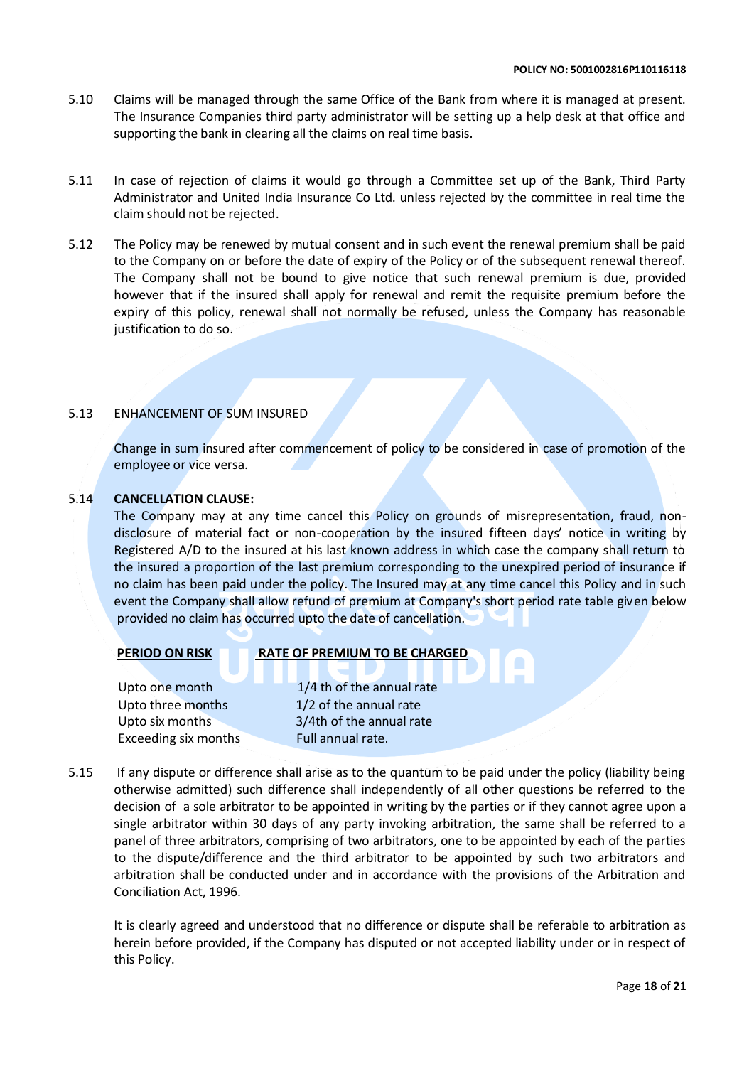5.10 Claims will be managed through the same Office of the Bank from where it is managed at present. The Insurance Companies third party administrator will be setting up a help desk at that office and supporting the bank in clearing all the claims on real time basis.

5.11 In case of rejection of claims it would go through a Committee set up of the Bank, Third Party Administrator and United India Insurance Co Ltd. unless rejected by the committee in real time the claim should not be rejected.

5.12 The Policy may be renewed by mutual consent and in such event the renewal premium shall be paid to the Company on or before the date of expiry of the Policy or of the subsequent renewal thereof. The Company shall not be bound to give notice that such renewal premium is due, provided however that if the insured shall apply for renewal and remit the requisite premium before the expiry of this policy, renewal shall not normally be refused, unless the Company has reasonable justification to do so.

5.13 ENHANCEMENT OF SUM INSURED

Change in sum insured after commencement of policy to be considered in case of promotion of the employee or vice versa.

5.14 **CANCELLATION CLAUSE:**

The Company may at any time cancel this Policy on grounds of misrepresentation, fraud, non-disclosure of material fact or non-cooperation by the insured fifteen days' notice in writing by Registered A/D to the insured at his last known address in which case the company shall return to the insured a proportion of the last premium corresponding to the unexpired period of insurance if no claim has been paid under the policy. The Insured may at any time cancel this Policy and in such event the Company shall allow refund of premium at Company's short period rate table given below provided no claim has occurred upto the date of cancellation.

| PERIOD ON RISK | RATE OF PREMIUM TO BE CHARGED |
|---|---|
| Upto one month | 1/4 th of the annual rate |
| Upto three months | 1/2 of the annual rate |
| Upto six months | 3/4th of the annual rate |
| Exceeding six months | Full annual rate. |

5.15 If any dispute or difference shall arise as to the quantum to be paid under the policy (liability being otherwise admitted) such difference shall independently of all other questions be referred to the decision of a sole arbitrator to be appointed in writing by the parties or if they cannot agree upon a single arbitrator within 30 days of any party invoking arbitration, the same shall be referred to a panel of three arbitrators, comprising of two arbitrators, one to be appointed by each of the parties to the dispute/difference and the third arbitrator to be appointed by such two arbitrators and arbitration shall be conducted under and in accordance with the provisions of the Arbitration and Conciliation Act, 1996.

It is clearly agreed and understood that no difference or dispute shall be referable to arbitration as herein before provided, if the Company has disputed or not accepted liability under or in respect of this Policy.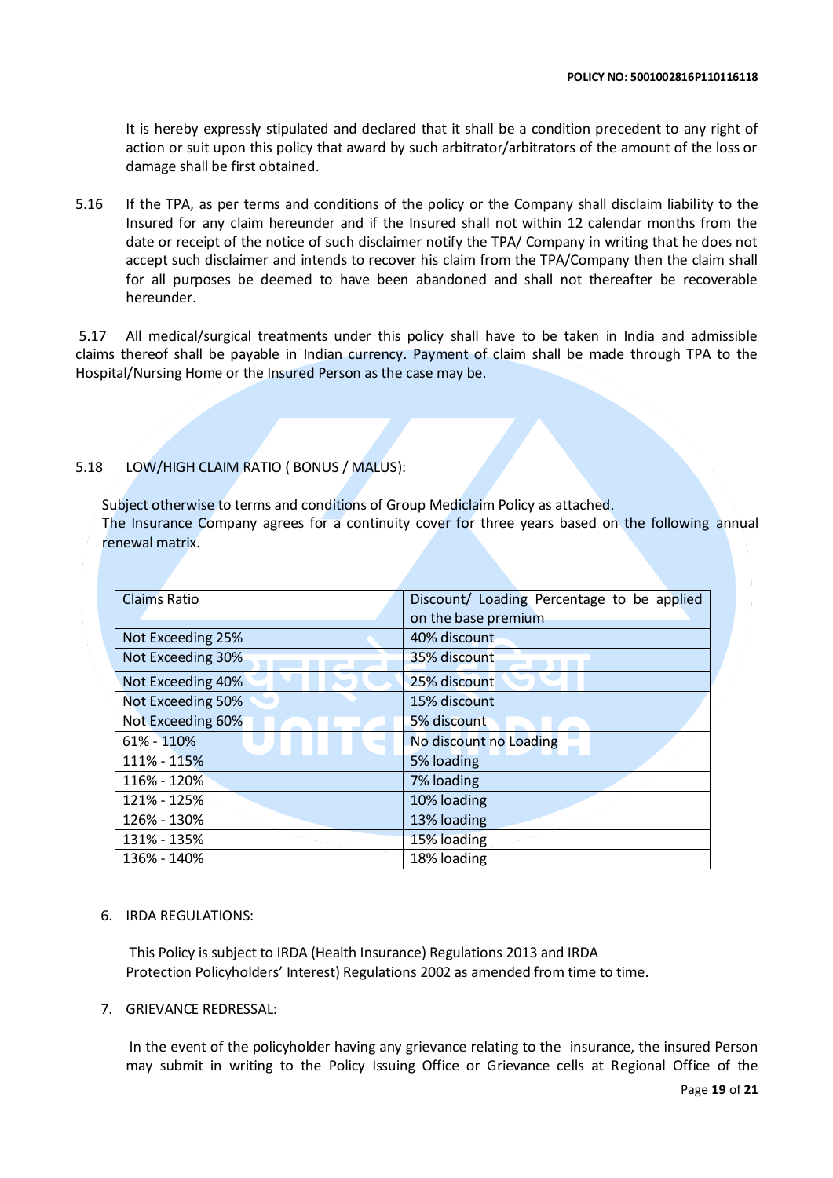It is hereby expressly stipulated and declared that it shall be a condition precedent to any right of action or suit upon this policy that award by such arbitrator/arbitrators of the amount of the loss or damage shall be first obtained.

5.16 If the TPA, as per terms and conditions of the policy or the Company shall disclaim liability to the Insured for any claim hereunder and if the Insured shall not within 12 calendar months from the date or receipt of the notice of such disclaimer notify the TPA/ Company in writing that he does not accept such disclaimer and intends to recover his claim from the TPA/Company then the claim shall for all purposes be deemed to have been abandoned and shall not thereafter be recoverable hereunder.

5.17 All medical/surgical treatments under this policy shall have to be taken in India and admissible claims thereof shall be payable in Indian currency. Payment of claim shall be made through TPA to the Hospital/Nursing Home or the Insured Person as the case may be.

5.18 LOW/HIGH CLAIM RATIO ( BONUS / MALUS):

Subject otherwise to terms and conditions of Group Mediclaim Policy as attached.
The Insurance Company agrees for a continuity cover for three years based on the following annual renewal matrix.

| Claims Ratio | Discount/ Loading Percentage to be applied on the base premium |
|---|---|
| Not Exceeding 25% | 40% discount |
| Not Exceeding 30% | 35% discount |
| Not Exceeding 40% | 25% discount |
| Not Exceeding 50% | 15% discount |
| Not Exceeding 60% | 5% discount |
| 61% - 110% | No discount no Loading |
| 111% - 115% | 5% loading |
| 116% - 120% | 7% loading |
| 121% - 125% | 10% loading |
| 126% - 130% | 13% loading |
| 131% - 135% | 15% loading |
| 136% - 140% | 18% loading |

6. IRDA REGULATIONS:

This Policy is subject to IRDA (Health Insurance) Regulations 2013 and IRDA Protection Policyholders' Interest) Regulations 2002 as amended from time to time.

7. GRIEVANCE REDRESSAL:

In the event of the policyholder having any grievance relating to the insurance, the insured Person may submit in writing to the Policy Issuing Office or Grievance cells at Regional Office of the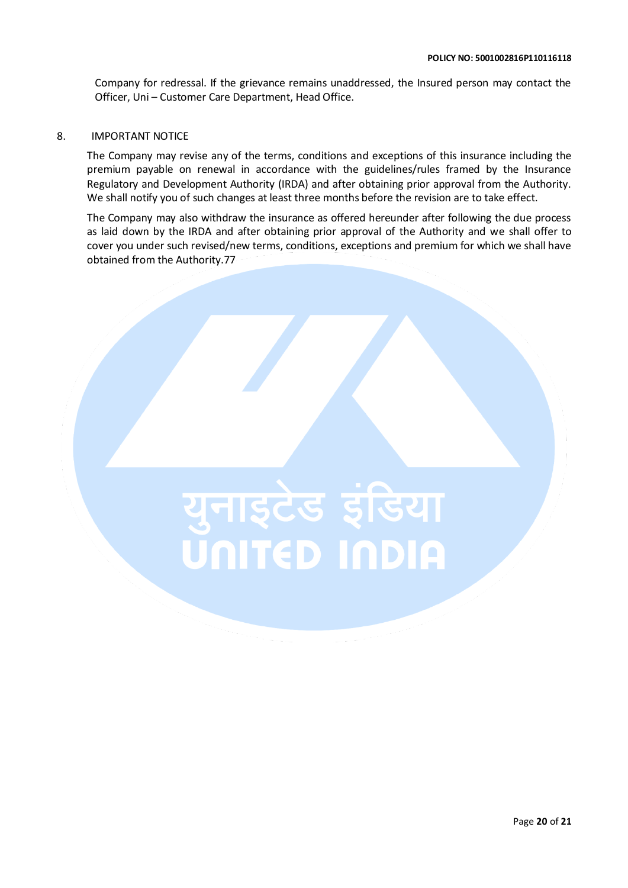Company for redressal. If the grievance remains unaddressed, the Insured person may contact the Officer, Uni – Customer Care Department, Head Office.

8. IMPORTANT NOTICE

The Company may revise any of the terms, conditions and exceptions of this insurance including the premium payable on renewal in accordance with the guidelines/rules framed by the Insurance Regulatory and Development Authority (IRDA) and after obtaining prior approval from the Authority. We shall notify you of such changes at least three months before the revision are to take effect.

The Company may also withdraw the insurance as offered hereunder after following the due process as laid down by the IRDA and after obtaining prior approval of the Authority and we shall offer to cover you under such revised/new terms, conditions, exceptions and premium for which we shall have obtained from the Authority.77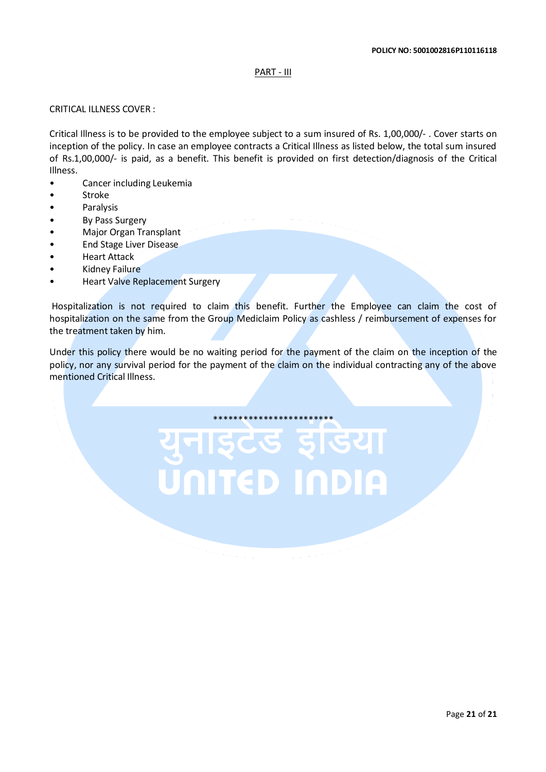## PART - III

CRITICAL ILLNESS COVER :

Critical Illness is to be provided to the employee subject to a sum insured of Rs. 1,00,000/- . Cover starts on inception of the policy. In case an employee contracts a Critical Illness as listed below, the total sum insured of Rs.1,00,000/- is paid, as a benefit. This benefit is provided on first detection/diagnosis of the Critical Illness.

- Cancer including Leukemia
- Stroke
- Paralysis
- By Pass Surgery
- Major Organ Transplant
- End Stage Liver Disease
- Heart Attack
- Kidney Failure
- Heart Valve Replacement Surgery

Hospitalization is not required to claim this benefit. Further the Employee can claim the cost of hospitalization on the same from the Group Mediclaim Policy as cashless / reimbursement of expenses for the treatment taken by him.

Under this policy there would be no waiting period for the payment of the claim on the inception of the policy, nor any survival period for the payment of the claim on the individual contracting any of the above mentioned Critical Illness.

************************